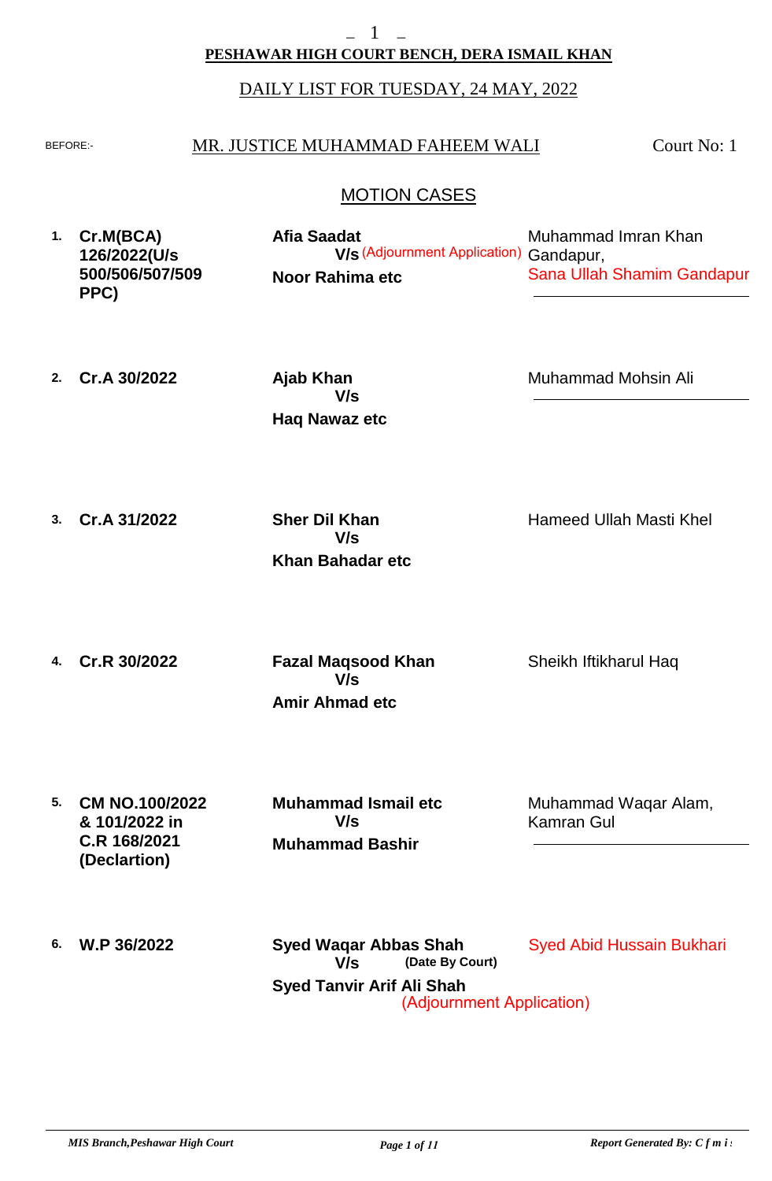**PESHAWAR HIGH COURT BENCH, DERA ISMAIL KHAN**

DAILY LIST FOR TUESDAY, 24 MAY, 2022

BEFORE:- MR. JUSTICE MUHAMMAD FAHEEM WALI Court No: 1

## MOTION CASES

| No. | Case | Parties | Advocates |
|---|---|---|---|
| 1. | **Cr.M(BCA) 126/2022(U/s 500/506/507/509 PPC)** | **Afia Saadat** **V/s** (Adjournment Application) **Noor Rahima etc** | Muhammad Imran Khan Gandapur, Sana Ullah Shamim Gandapur |
| 2. | **Cr.A 30/2022** | **Ajab Khan** **V/s** **Haq Nawaz etc** | Muhammad Mohsin Ali |
| 3. | **Cr.A 31/2022** | **Sher Dil Khan** **V/s** **Khan Bahadar etc** | Hameed Ullah Masti Khel |
| 4. | **Cr.R 30/2022** | **Fazal Maqsood Khan** **V/s** **Amir Ahmad etc** | Sheikh Iftikharul Haq |
| 5. | **CM NO.100/2022 & 101/2022 in C.R 168/2021 (Declartion)** | **Muhammad Ismail etc** **V/s** **Muhammad Bashir** | Muhammad Waqar Alam, Kamran Gul |
| 6. | **W.P 36/2022** | **Syed Waqar Abbas Shah** **V/s** **(Date By Court)** **Syed Tanvir Arif Ali Shah** (Adjournment Application) | Syed Abid Hussain Bukhari |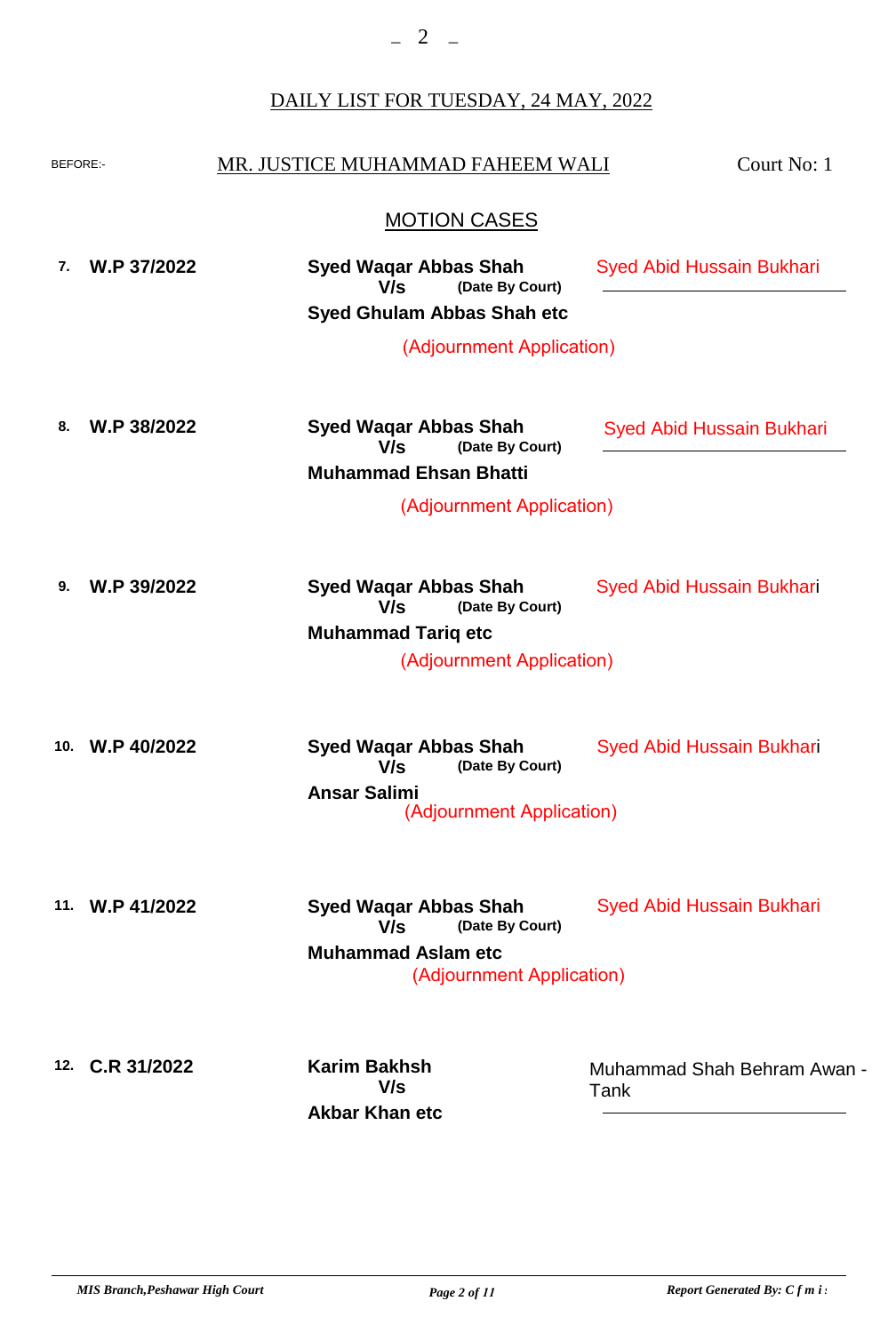## DAILY LIST FOR TUESDAY, 24 MAY, 2022

BEFORE:- MR. JUSTICE MUHAMMAD FAHEEM WALI Court No: 1

### MOTION CASES

| No. | Case | Parties | Counsel |
|---|---|---|---|
| 7. | W.P 37/2022 | **Syed Waqar Abbas Shah** V/s (Date By Court) **Syed Ghulam Abbas Shah etc** (Adjournment Application) | Syed Abid Hussain Bukhari |
| 8. | W.P 38/2022 | **Syed Waqar Abbas Shah** V/s (Date By Court) **Muhammad Ehsan Bhatti** (Adjournment Application) | Syed Abid Hussain Bukhari |
| 9. | W.P 39/2022 | **Syed Waqar Abbas Shah** V/s (Date By Court) **Muhammad Tariq etc** (Adjournment Application) | Syed Abid Hussain Bukhari |
| 10. | W.P 40/2022 | **Syed Waqar Abbas Shah** V/s (Date By Court) **Ansar Salimi** (Adjournment Application) | Syed Abid Hussain Bukhari |
| 11. | W.P 41/2022 | **Syed Waqar Abbas Shah** V/s (Date By Court) **Muhammad Aslam etc** (Adjournment Application) | Syed Abid Hussain Bukhari |
| 12. | C.R 31/2022 | **Karim Bakhsh** V/s **Akbar Khan etc** | Muhammad Shah Behram Awan - Tank |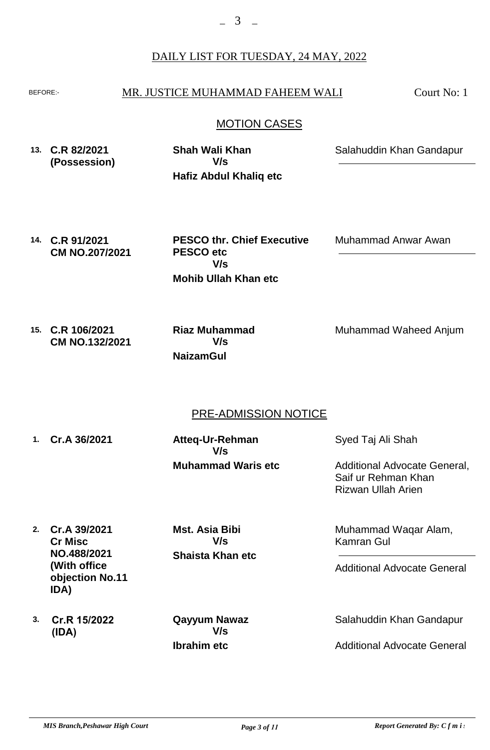DAILY LIST FOR TUESDAY, 24 MAY, 2022

BEFORE:- MR. JUSTICE MUHAMMAD FAHEEM WALI Court No: 1

## MOTION CASES

| No. | Case | Parties | Counsel |
|---|---|---|---|
| 13. | **C.R 82/2021 (Possession)** | **Shah Wali Khan V/s Hafiz Abdul Khaliq etc** | Salahuddin Khan Gandapur |
| 14. | **C.R 91/2021 CM NO.207/2021** | **PESCO thr. Chief Executive PESCO etc V/s Mohib Ullah Khan etc** | Muhammad Anwar Awan |
| 15. | **C.R 106/2021 CM NO.132/2021** | **Riaz Muhammad V/s NaizamGul** | Muhammad Waheed Anjum |

## PRE-ADMISSION NOTICE

| No. | Case | Parties | Counsel |
|---|---|---|---|
| 1. | **Cr.A 36/2021** | **Atteq-Ur-Rehman V/s Muhammad Waris etc** | Syed Taj Ali Shah; Additional Advocate General, Saif ur Rehman Khan, Rizwan Ullah Arien |
| 2. | **Cr.A 39/2021 Cr Misc NO.488/2021 (With office objection No.11 IDA)** | **Mst. Asia Bibi V/s Shaista Khan etc** | Muhammad Waqar Alam, Kamran Gul; Additional Advocate General |
| 3. | **Cr.R 15/2022 (IDA)** | **Qayyum Nawaz V/s Ibrahim etc** | Salahuddin Khan Gandapur; Additional Advocate General |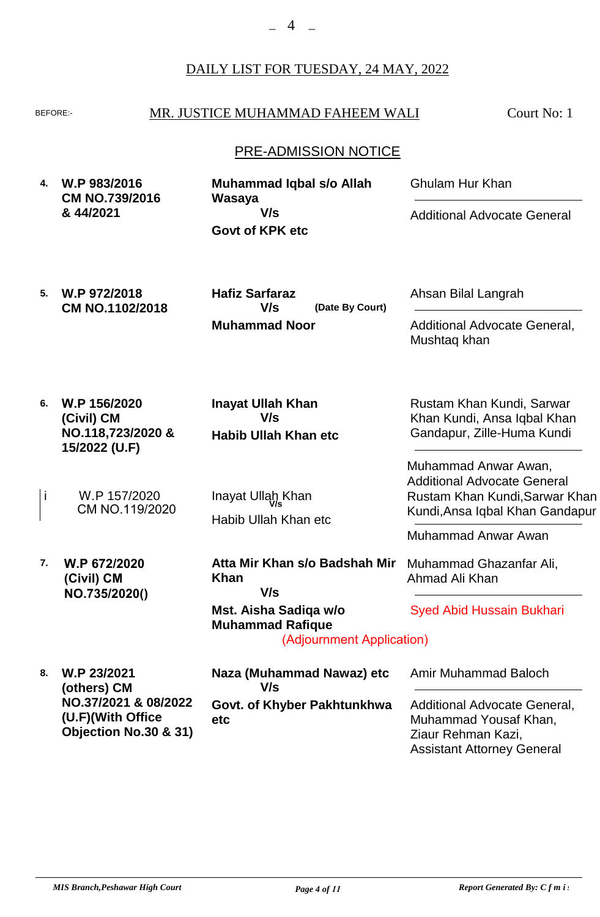DAILY LIST FOR TUESDAY, 24 MAY, 2022

BEFORE:- MR. JUSTICE MUHAMMAD FAHEEM WALI Court No: 1

## PRE-ADMISSION NOTICE

| No. | Case | Parties | Counsel |
|---|---|---|---|
| **4.** | **W.P 983/2016 CM NO.739/2016 & 44/2021** | **Muhammad Iqbal s/o Allah Wasaya** **V/s** **Govt of KPK etc** | Ghulam Hur Khan<br>Additional Advocate General |
| **5.** | **W.P 972/2018 CM NO.1102/2018** | **Hafiz Sarfaraz** **V/s** **(Date By Court)** **Muhammad Noor** | Ahsan Bilal Langrah<br>Additional Advocate General, Mushtaq khan |
| **6.** | **W.P 156/2020 (Civil) CM NO.118,723/2020 & 15/2022 (U.F)** | **Inayat Ullah Khan** **V/s** **Habib Ullah Khan etc** | Rustam Khan Kundi, Sarwar Khan Kundi, Ansa Iqbal Khan Gandapur, Zille-Huma Kundi<br>Muhammad Anwar Awan, Additional Advocate General |
| i | W.P 157/2020 CM NO.119/2020 | Inayat Ullah Khan V/s Habib Ullah Khan etc | Rustam Khan Kundi,Sarwar Khan Kundi,Ansa Iqbal Khan Gandapur<br>Muhammad Anwar Awan |
| **7.** | **W.P 672/2020 (Civil) CM NO.735/2020()** | **Atta Mir Khan s/o Badshah Mir Khan** **V/s** **Mst. Aisha Sadiqa w/o Muhammad Rafique** (Adjournment Application) | Muhammad Ghazanfar Ali, Ahmad Ali Khan<br>Syed Abid Hussain Bukhari |
| **8.** | **W.P 23/2021 (others) CM NO.37/2021 & 08/2022 (U.F)(With Office Objection No.30 & 31)** | **Naza (Muhammad Nawaz) etc** **V/s** **Govt. of Khyber Pakhtunkhwa etc** | Amir Muhammad Baloch<br>Additional Advocate General, Muhammad Yousaf Khan, Ziaur Rehman Kazi, Assistant Attorney General |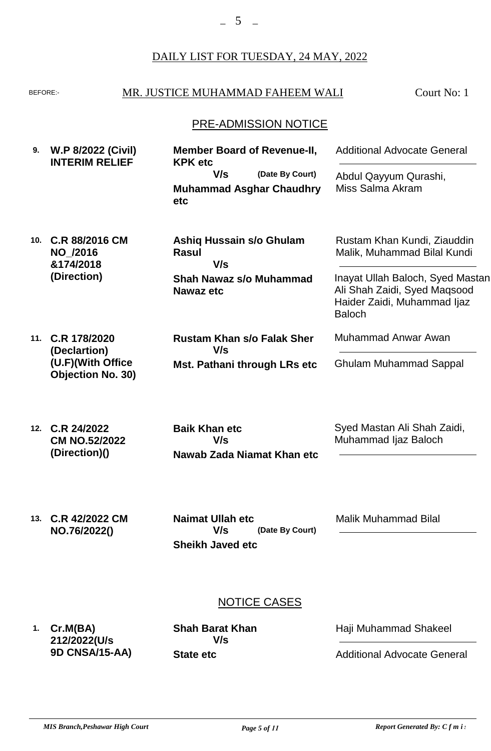DAILY LIST FOR TUESDAY, 24 MAY, 2022

BEFORE:- MR. JUSTICE MUHAMMAD FAHEEM WALI Court No: 1

## PRE-ADMISSION NOTICE

| No. | Case | Parties | Counsel |
|---|---|---|---|
| 9. | **W.P 8/2022 (Civil) INTERIM RELIEF** | **Member Board of Revenue-II, KPK etc** **V/s** **(Date By Court)** **Muhammad Asghar Chaudhry etc** | Additional Advocate General<br>Abdul Qayyum Qurashi, Miss Salma Akram |
| 10. | **C.R 88/2016 CM NO_/2016 &174/2018 (Direction)** | **Ashiq Hussain s/o Ghulam Rasul** **V/s** **Shah Nawaz s/o Muhammad Nawaz etc** | Rustam Khan Kundi, Ziauddin Malik, Muhammad Bilal Kundi<br>Inayat Ullah Baloch, Syed Mastan Ali Shah Zaidi, Syed Maqsood Haider Zaidi, Muhammad Ijaz Baloch |
| 11. | **C.R 178/2020 (Declartion) (U.F)(With Office Objection No. 30)** | **Rustam Khan s/o Falak Sher** **V/s** **Mst. Pathani through LRs etc** | Muhammad Anwar Awan<br>Ghulam Muhammad Sappal |
| 12. | **C.R 24/2022 CM NO.52/2022 (Direction)()** | **Baik Khan etc** **V/s** **Nawab Zada Niamat Khan etc** | Syed Mastan Ali Shah Zaidi, Muhammad Ijaz Baloch |
| 13. | **C.R 42/2022 CM NO.76/2022()** | **Naimat Ullah etc** **V/s** **(Date By Court)** **Sheikh Javed etc** | Malik Muhammad Bilal |

## NOTICE CASES

| No. | Case | Parties | Counsel |
|---|---|---|---|
| 1. | **Cr.M(BA) 212/2022(U/s 9D CNSA/15-AA)** | **Shah Barat Khan** **V/s** **State etc** | Haji Muhammad Shakeel<br>Additional Advocate General |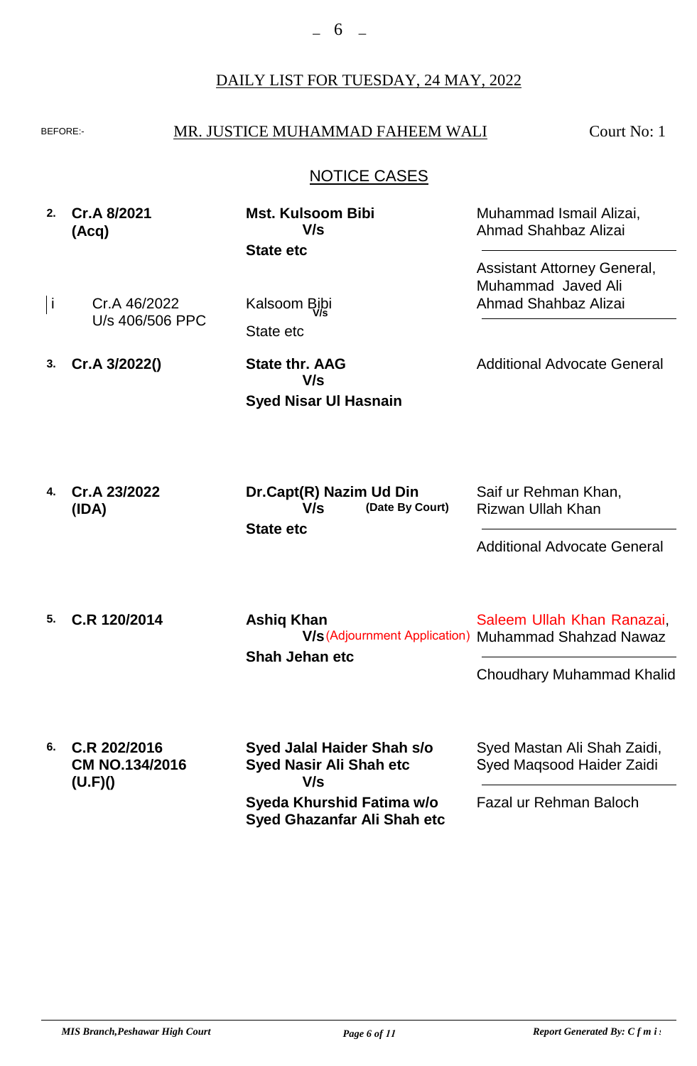DAILY LIST FOR TUESDAY, 24 MAY, 2022

BEFORE:- MR. JUSTICE MUHAMMAD FAHEEM WALI — Court No: 1

## NOTICE CASES

| No. | Case | Parties | Counsel |
|---|---|---|---|
| **2.** | **Cr.A 8/2021 (Acq)** | **Mst. Kulsoom Bibi V/s State etc** | Muhammad Ismail Alizai, Ahmad Shahbaz Alizai<br>———<br>Assistant Attorney General, Muhammad Javed Ali Ahmad Shahbaz Alizai |
| i | Cr.A 46/2022 U/s 406/506 PPC | Kalsoom Bibi V/s State etc | |
| **3.** | **Cr.A 3/2022()** | **State thr. AAG V/s Syed Nisar Ul Hasnain** | Additional Advocate General |
| **4.** | **Cr.A 23/2022 (IDA)** | **Dr.Capt(R) Nazim Ud Din V/s State etc** **(Date By Court)** | Saif ur Rehman Khan, Rizwan Ullah Khan<br>———<br>Additional Advocate General |
| **5.** | **C.R 120/2014** | **Ashiq Khan V/s Shah Jehan etc** (Adjournment Application) | Saleem Ullah Khan Ranazai, Muhammad Shahzad Nawaz<br>———<br>Choudhary Muhammad Khalid |
| **6.** | **C.R 202/2016 CM NO.134/2016 (U.F)()** | **Syed Jalal Haider Shah s/o Syed Nasir Ali Shah etc V/s Syeda Khurshid Fatima w/o Syed Ghazanfar Ali Shah etc** | Syed Mastan Ali Shah Zaidi, Syed Maqsood Haider Zaidi<br>———<br>Fazal ur Rehman Baloch |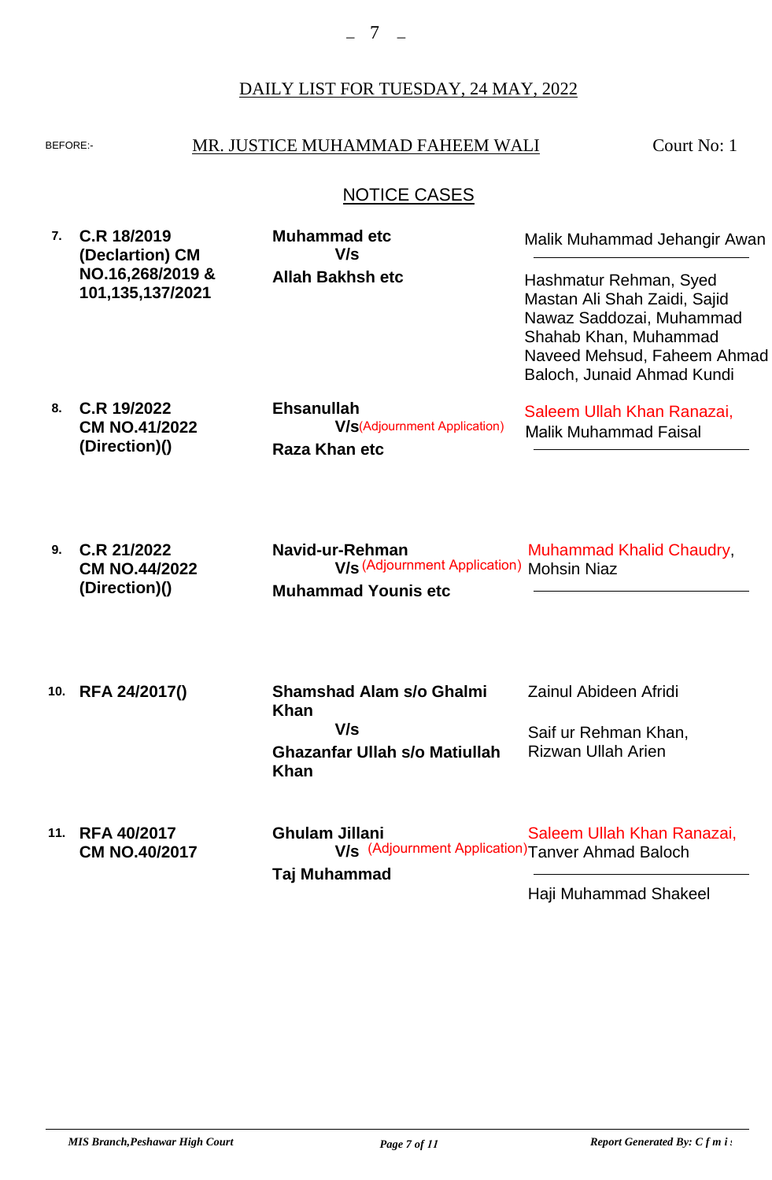DAILY LIST FOR TUESDAY, 24 MAY, 2022

BEFORE:- MR. JUSTICE MUHAMMAD FAHEEM WALI Court No: 1

## NOTICE CASES

| No. | Case | Parties | Counsel |
|---|---|---|---|
| 7. | **C.R 18/2019 (Declartion) CM NO.16,268/2019 & 101,135,137/2021** | **Muhammad etc** V/s **Allah Bakhsh etc** | Malik Muhammad Jehangir Awan<br>Hashmatur Rehman, Syed Mastan Ali Shah Zaidi, Sajid Nawaz Saddozai, Muhammad Shahab Khan, Muhammad Naveed Mehsud, Faheem Ahmad Baloch, Junaid Ahmad Kundi |
| 8. | **C.R 19/2022 CM NO.41/2022 (Direction)()** | **Ehsanullah** V/s (Adjournment Application) **Raza Khan etc** | Saleem Ullah Khan Ranazai, Malik Muhammad Faisal |
| 9. | **C.R 21/2022 CM NO.44/2022 (Direction)()** | **Navid-ur-Rehman** V/s (Adjournment Application) **Muhammad Younis etc** | Muhammad Khalid Chaudry, Mohsin Niaz |
| 10. | **RFA 24/2017()** | **Shamshad Alam s/o Ghalmi Khan** V/s **Ghazanfar Ullah s/o Matiullah Khan** | Zainul Abideen Afridi<br>Saif ur Rehman Khan, Rizwan Ullah Arien |
| 11. | **RFA 40/2017 CM NO.40/2017** | **Ghulam Jillani** V/s (Adjournment Application) **Taj Muhammad** | Saleem Ullah Khan Ranazai, Tanver Ahmad Baloch<br>Haji Muhammad Shakeel |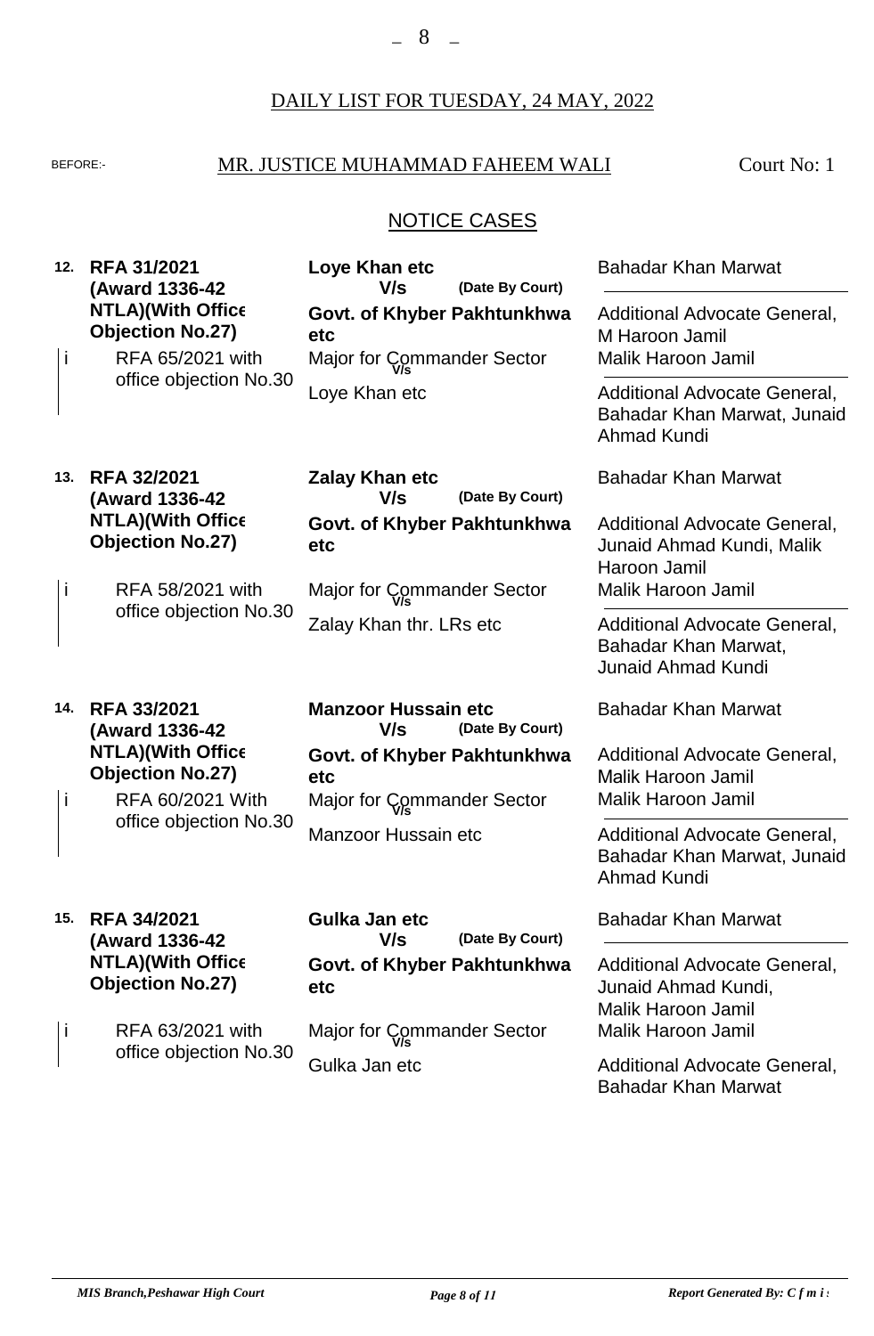DAILY LIST FOR TUESDAY, 24 MAY, 2022

BEFORE:- MR. JUSTICE MUHAMMAD FAHEEM WALI Court No: 1

## NOTICE CASES

| No. | Case | Parties | Advocates |
|---|---|---|---|
| **12.** | **RFA 31/2021 (Award 1336-42 NTLA)(With Office Objection No.27)** | **Loye Khan etc** V/s **(Date By Court)** **Govt. of Khyber Pakhtunkhwa etc** | Bahadar Khan Marwat / Additional Advocate General, M Haroon Jamil |
| i | RFA 65/2021 with office objection No.30 | Major for Commander Sector V/s Loye Khan etc | Malik Haroon Jamil / Additional Advocate General, Bahadar Khan Marwat, Junaid Ahmad Kundi |
| **13.** | **RFA 32/2021 (Award 1336-42 NTLA)(With Office Objection No.27)** | **Zalay Khan etc** V/s **(Date By Court)** **Govt. of Khyber Pakhtunkhwa etc** | Bahadar Khan Marwat / Additional Advocate General, Junaid Ahmad Kundi, Malik Haroon Jamil |
| i | RFA 58/2021 with office objection No.30 | Major for Commander Sector V/s Zalay Khan thr. LRs etc | Malik Haroon Jamil / Additional Advocate General, Bahadar Khan Marwat, Junaid Ahmad Kundi |
| **14.** | **RFA 33/2021 (Award 1336-42 NTLA)(With Office Objection No.27)** | **Manzoor Hussain etc** V/s **(Date By Court)** **Govt. of Khyber Pakhtunkhwa etc** | Bahadar Khan Marwat / Additional Advocate General, Malik Haroon Jamil |
| i | RFA 60/2021 With office objection No.30 | Major for Commander Sector V/s Manzoor Hussain etc | Malik Haroon Jamil / Additional Advocate General, Bahadar Khan Marwat, Junaid Ahmad Kundi |
| **15.** | **RFA 34/2021 (Award 1336-42 NTLA)(With Office Objection No.27)** | **Gulka Jan etc** V/s **(Date By Court)** **Govt. of Khyber Pakhtunkhwa etc** | Bahadar Khan Marwat / Additional Advocate General, Junaid Ahmad Kundi, Malik Haroon Jamil |
| i | RFA 63/2021 with office objection No.30 | Major for Commander Sector V/s Gulka Jan etc | Malik Haroon Jamil / Additional Advocate General, Bahadar Khan Marwat |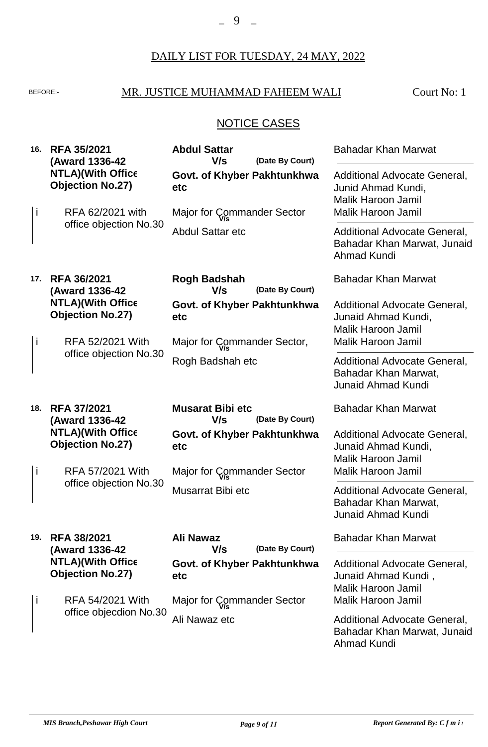DAILY LIST FOR TUESDAY, 24 MAY, 2022

BEFORE:- MR. JUSTICE MUHAMMAD FAHEEM WALI Court No: 1

## NOTICE CASES

| No. | Case | Parties | Advocates |
|---|---|---|---|
| **16.** | **RFA 35/2021 (Award 1336-42 NTLA)(With Office Objection No.27)** | **Abdul Sattar** V/s **Govt. of Khyber Pakhtunkhwa etc** (Date By Court) | Bahadar Khan Marwat / Additional Advocate General, Junid Ahmad Kundi, Malik Haroon Jamil |
| i | RFA 62/2021 with office objection No.30 | Major for Commander Sector V/s Abdul Sattar etc | Malik Haroon Jamil / Additional Advocate General, Bahadar Khan Marwat, Junaid Ahmad Kundi |
| **17.** | **RFA 36/2021 (Award 1336-42 NTLA)(With Office Objection No.27)** | **Rogh Badshah** V/s **Govt. of Khyber Pakhtunkhwa etc** (Date By Court) | Bahadar Khan Marwat / Additional Advocate General, Junaid Ahmad Kundi, Malik Haroon Jamil |
| i | RFA 52/2021 With office objection No.30 | Major for Commander Sector, V/s Rogh Badshah etc | Malik Haroon Jamil / Additional Advocate General, Bahadar Khan Marwat, Junaid Ahmad Kundi |
| **18.** | **RFA 37/2021 (Award 1336-42 NTLA)(With Office Objection No.27)** | **Musarat Bibi etc** V/s **Govt. of Khyber Pakhtunkhwa etc** (Date By Court) | Bahadar Khan Marwat / Additional Advocate General, Junaid Ahmad Kundi, Malik Haroon Jamil |
| i | RFA 57/2021 With office objection No.30 | Major for Commander Sector V/s Musarrat Bibi etc | Malik Haroon Jamil / Additional Advocate General, Bahadar Khan Marwat, Junaid Ahmad Kundi |
| **19.** | **RFA 38/2021 (Award 1336-42 NTLA)(With Office Objection No.27)** | **Ali Nawaz** V/s **Govt. of Khyber Pakhtunkhwa etc** (Date By Court) | Bahadar Khan Marwat / Additional Advocate General, Junaid Ahmad Kundi , Malik Haroon Jamil |
| i | RFA 54/2021 With office objecdion No.30 | Major for Commander Sector V/s Ali Nawaz etc | Malik Haroon Jamil / Additional Advocate General, Bahadar Khan Marwat, Junaid Ahmad Kundi |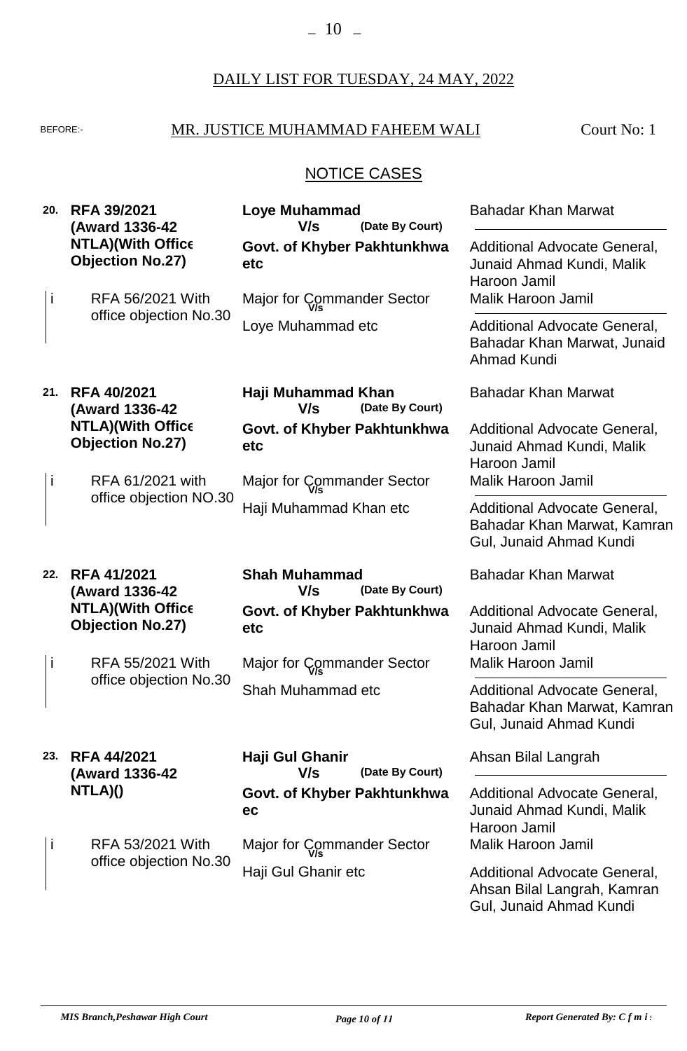DAILY LIST FOR TUESDAY, 24 MAY, 2022

BEFORE:- MR. JUSTICE MUHAMMAD FAHEEM WALI Court No: 1

## NOTICE CASES

| No. | Case | Parties | Advocates |
|---|---|---|---|
| **20.** | **RFA 39/2021 (Award 1336-42 NTLA)(With Office Objection No.27)** | **Loye Muhammad** V/s (Date By Court) **Govt. of Khyber Pakhtunkhwa etc** | Bahadar Khan Marwat / Additional Advocate General, Junaid Ahmad Kundi, Malik Haroon Jamil |
| i | RFA 56/2021 With office objection No.30 | Major for Commander Sector V/s Loye Muhammad etc | Malik Haroon Jamil / Additional Advocate General, Bahadar Khan Marwat, Junaid Ahmad Kundi |
| **21.** | **RFA 40/2021 (Award 1336-42 NTLA)(With Office Objection No.27)** | **Haji Muhammad Khan** V/s (Date By Court) **Govt. of Khyber Pakhtunkhwa etc** | Bahadar Khan Marwat / Additional Advocate General, Junaid Ahmad Kundi, Malik Haroon Jamil |
| i | RFA 61/2021 with office objection NO.30 | Major for Commander Sector V/s Haji Muhammad Khan etc | Malik Haroon Jamil / Additional Advocate General, Bahadar Khan Marwat, Kamran Gul, Junaid Ahmad Kundi |
| **22.** | **RFA 41/2021 (Award 1336-42 NTLA)(With Office Objection No.27)** | **Shah Muhammad** V/s (Date By Court) **Govt. of Khyber Pakhtunkhwa etc** | Bahadar Khan Marwat / Additional Advocate General, Junaid Ahmad Kundi, Malik Haroon Jamil |
| i | RFA 55/2021 With office objection No.30 | Major for Commander Sector V/s Shah Muhammad etc | Malik Haroon Jamil / Additional Advocate General, Bahadar Khan Marwat, Kamran Gul, Junaid Ahmad Kundi |
| **23.** | **RFA 44/2021 (Award 1336-42 NTLA)()** | **Haji Gul Ghanir** V/s (Date By Court) **Govt. of Khyber Pakhtunkhwa ec** | Ahsan Bilal Langrah / Additional Advocate General, Junaid Ahmad Kundi, Malik Haroon Jamil |
| i | RFA 53/2021 With office objection No.30 | Major for Commander Sector V/s Haji Gul Ghanir etc | Malik Haroon Jamil / Additional Advocate General, Ahsan Bilal Langrah, Kamran Gul, Junaid Ahmad Kundi |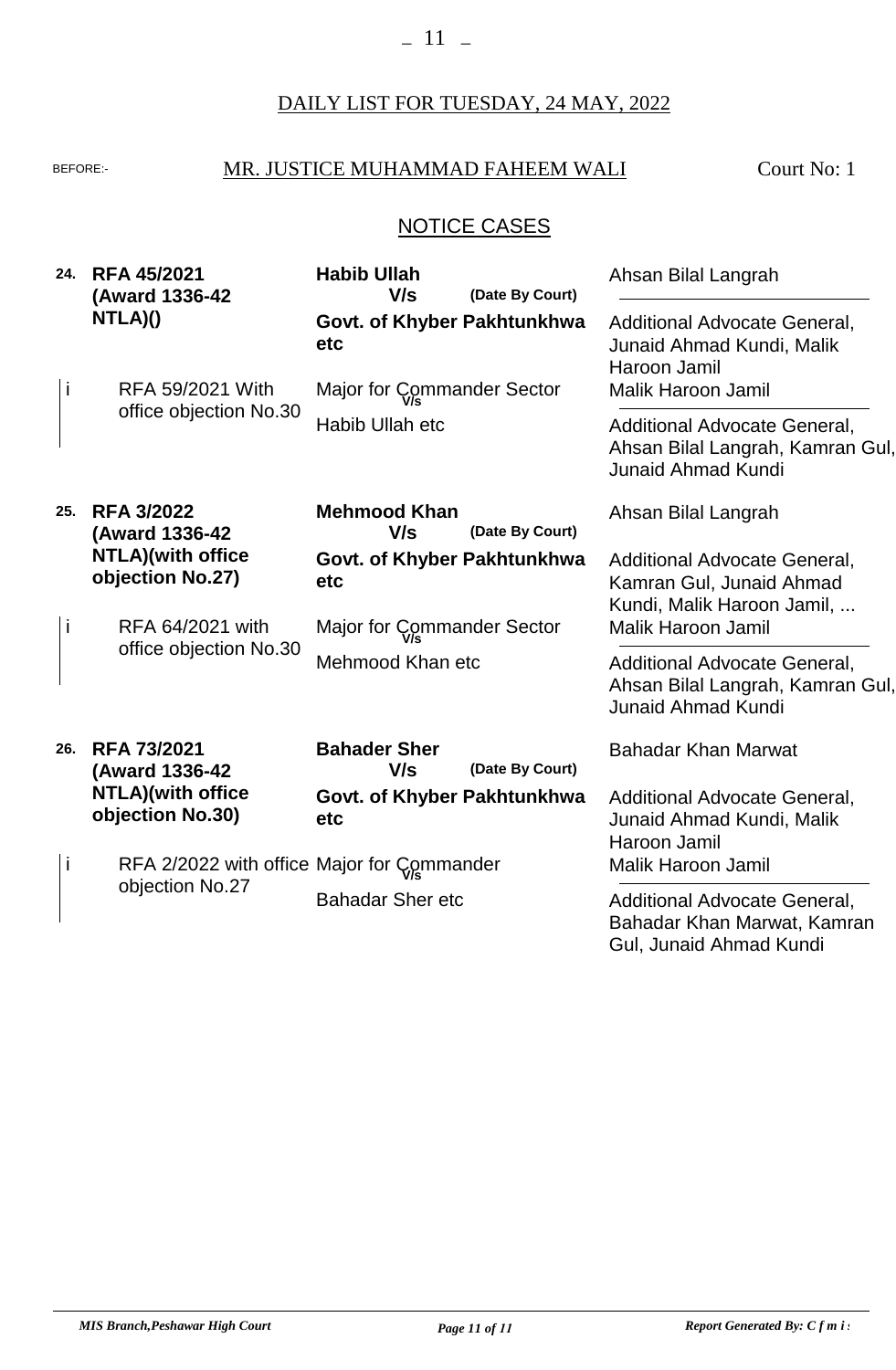DAILY LIST FOR TUESDAY, 24 MAY, 2022

BEFORE:- MR. JUSTICE MUHAMMAD FAHEEM WALI — Court No: 1

## NOTICE CASES

| No. | Case | Parties | Advocates |
|---|---|---|---|
| **24.** | **RFA 45/2021 (Award 1336-42 NTLA)()** | **Habib Ullah** V/s **Govt. of Khyber Pakhtunkhwa etc** (Date By Court) | Ahsan Bilal Langrah / Additional Advocate General, Junaid Ahmad Kundi, Malik Haroon Jamil |
| i | RFA 59/2021 With office objection No.30 | Major for Commander Sector V/s Habib Ullah etc | Malik Haroon Jamil / Additional Advocate General, Ahsan Bilal Langrah, Kamran Gul, Junaid Ahmad Kundi |
| **25.** | **RFA 3/2022 (Award 1336-42 NTLA)(with office objection No.27)** | **Mehmood Khan** V/s **Govt. of Khyber Pakhtunkhwa etc** (Date By Court) | Ahsan Bilal Langrah / Additional Advocate General, Kamran Gul, Junaid Ahmad Kundi, Malik Haroon Jamil, ... |
| i | RFA 64/2021 with office objection No.30 | Major for Commander Sector V/s Mehmood Khan etc | Malik Haroon Jamil / Additional Advocate General, Ahsan Bilal Langrah, Kamran Gul, Junaid Ahmad Kundi |
| **26.** | **RFA 73/2021 (Award 1336-42 NTLA)(with office objection No.30)** | **Bahader Sher** V/s **Govt. of Khyber Pakhtunkhwa etc** (Date By Court) | Bahadar Khan Marwat / Additional Advocate General, Junaid Ahmad Kundi, Malik Haroon Jamil |
| i | RFA 2/2022 with office objection No.27 | Major for Commander V/s Bahadar Sher etc | Malik Haroon Jamil / Additional Advocate General, Bahadar Khan Marwat, Kamran Gul, Junaid Ahmad Kundi |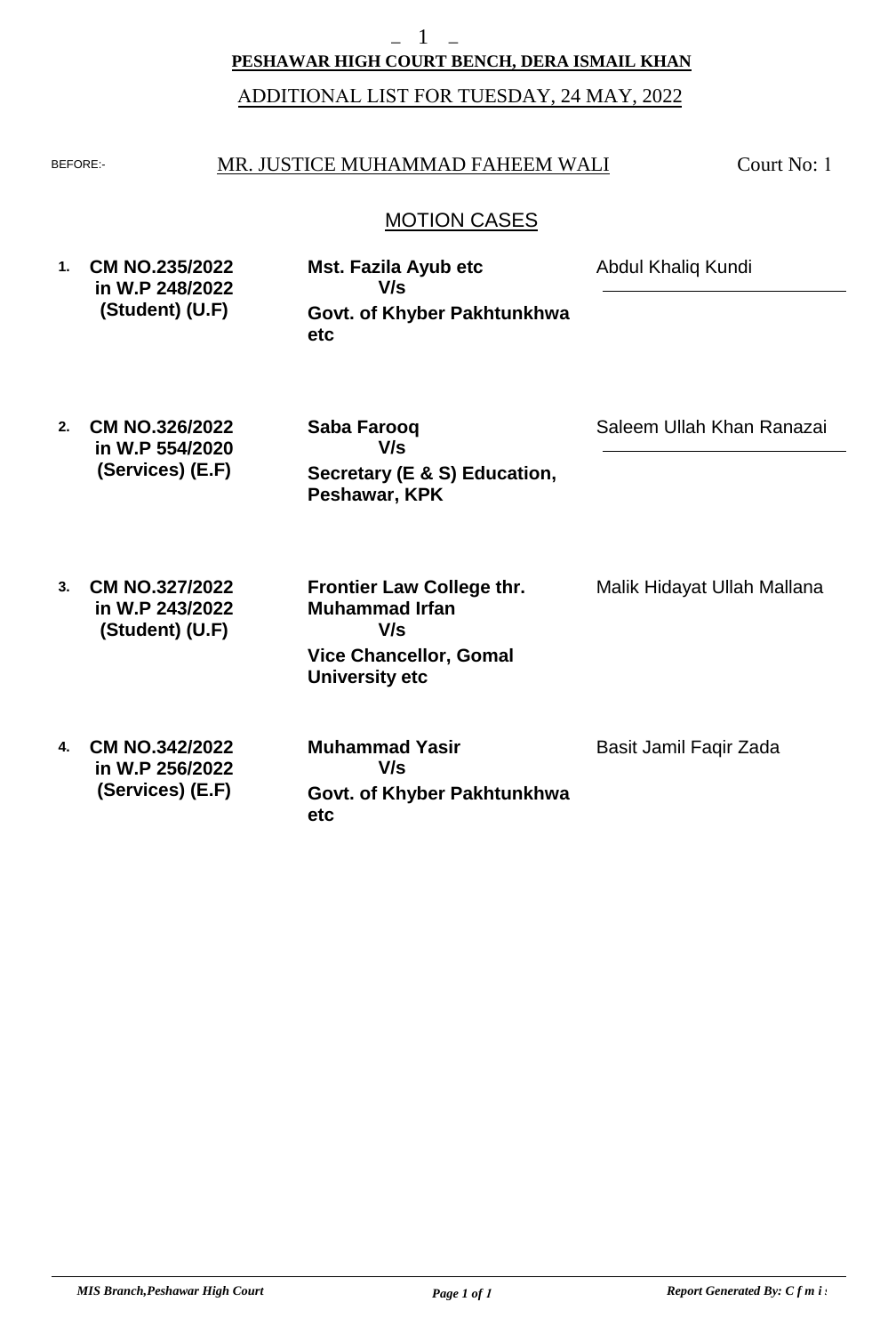**PESHAWAR HIGH COURT BENCH, DERA ISMAIL KHAN**

ADDITIONAL LIST FOR TUESDAY, 24 MAY, 2022

BEFORE:- MR. JUSTICE MUHAMMAD FAHEEM WALI — Court No: 1

## MOTION CASES

| No. | Case | Parties | Counsel |
|---|---|---|---|
| 1. | **CM NO.235/2022 in W.P 248/2022 (Student) (U.F)** | **Mst. Fazila Ayub etc** V/s **Govt. of Khyber Pakhtunkhwa etc** | Abdul Khaliq Kundi |
| 2. | **CM NO.326/2022 in W.P 554/2020 (Services) (E.F)** | **Saba Farooq** V/s **Secretary (E & S) Education, Peshawar, KPK** | Saleem Ullah Khan Ranazai |
| 3. | **CM NO.327/2022 in W.P 243/2022 (Student) (U.F)** | **Frontier Law College thr. Muhammad Irfan** V/s **Vice Chancellor, Gomal University etc** | Malik Hidayat Ullah Mallana |
| 4. | **CM NO.342/2022 in W.P 256/2022 (Services) (E.F)** | **Muhammad Yasir** V/s **Govt. of Khyber Pakhtunkhwa etc** | Basit Jamil Faqir Zada |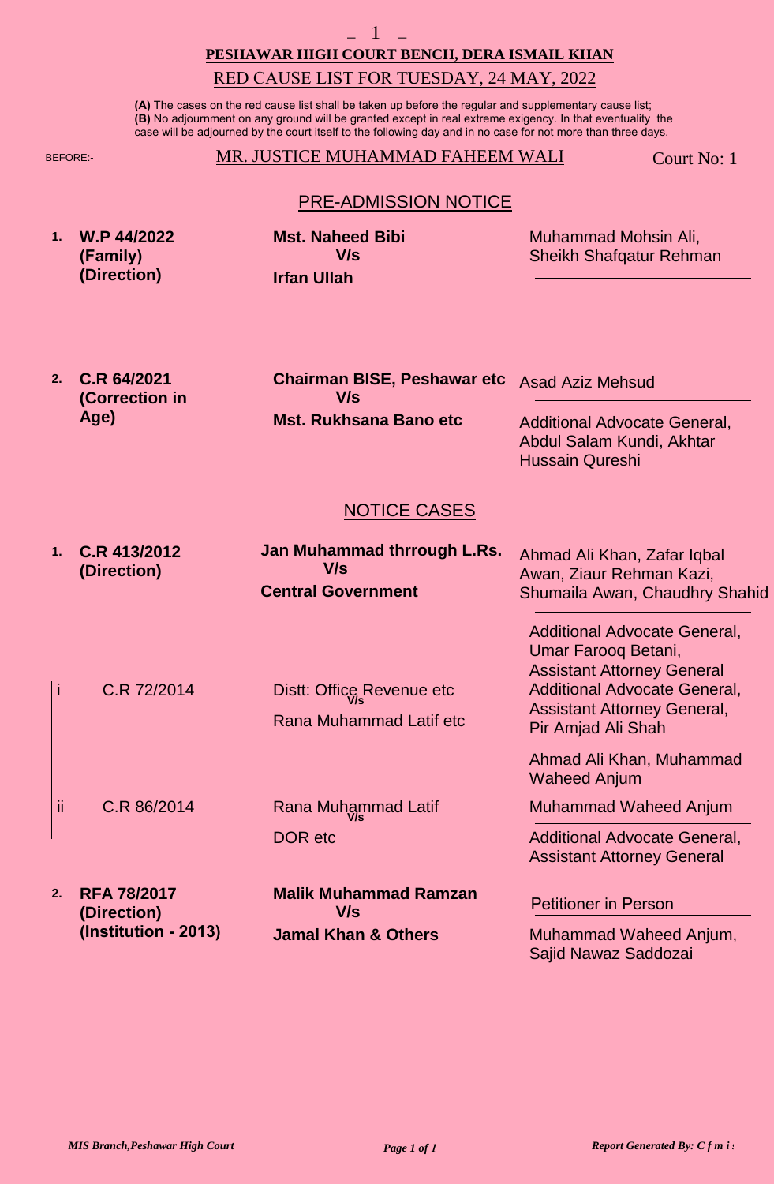## PESHAWAR HIGH COURT BENCH, DERA ISMAIL KHAN

RED CAUSE LIST FOR TUESDAY, 24 MAY, 2022

**(A)** The cases on the red cause list shall be taken up before the regular and supplementary cause list;
**(B)** No adjournment on any ground will be granted except in real extreme exigency. In that eventuality the case will be adjourned by the court itself to the following day and in no case for not more than three days.

BEFORE:- MR. JUSTICE MUHAMMAD FAHEEM WALI — Court No: 1

### PRE-ADMISSION NOTICE

| | | | |
|---|---|---|---|
| 1. | **W.P 44/2022 (Family) (Direction)** | **Mst. Naheed Bibi** V/s **Irfan Ullah** | Muhammad Mohsin Ali, Sheikh Shafqatur Rehman |
| 2. | **C.R 64/2021 (Correction in Age)** | **Chairman BISE, Peshawar etc** V/s **Mst. Rukhsana Bano etc** | Asad Aziz Mehsud / Additional Advocate General, Abdul Salam Kundi, Akhtar Hussain Qureshi |

### NOTICE CASES

| | | | |
|---|---|---|---|
| 1. | **C.R 413/2012 (Direction)** | **Jan Muhammad thrrough L.Rs.** V/s **Central Government** | Ahmad Ali Khan, Zafar Iqbal Awan, Ziaur Rehman Kazi, Shumaila Awan, Chaudhry Shahid / Additional Advocate General, Umar Farooq Betani, Assistant Attorney General |
| i | C.R 72/2014 | Distt: Office Revenue etc V/s Rana Muhammad Latif etc | Additional Advocate General, Assistant Attorney General, Pir Amjad Ali Shah / Ahmad Ali Khan, Muhammad Waheed Anjum |
| ii | C.R 86/2014 | Rana Muhammad Latif V/s DOR etc | Muhammad Waheed Anjum / Additional Advocate General, Assistant Attorney General |
| 2. | **RFA 78/2017 (Direction) (Institution - 2013)** | **Malik Muhammad Ramzan** V/s **Jamal Khan & Others** | Petitioner in Person / Muhammad Waheed Anjum, Sajid Nawaz Saddozai |